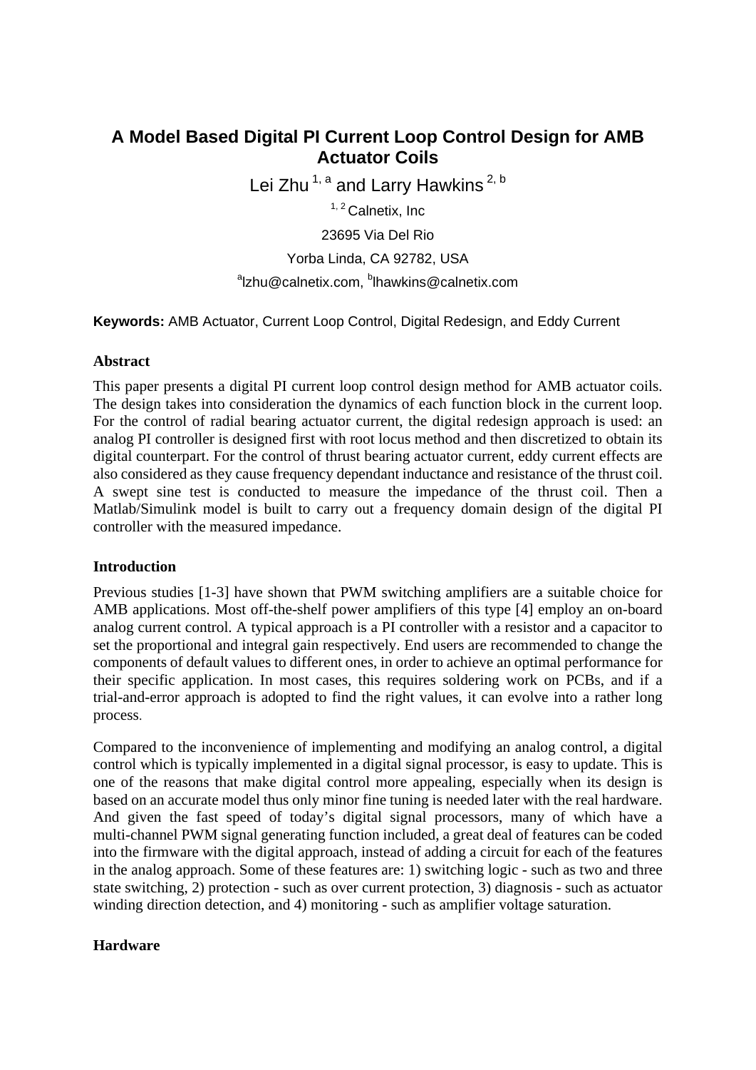# A Model Based Digital PI Current Loop Control Design for AMB Actuator Coils

Lei Zhu [1, a] and Larry Hawkins [2, b]

[1, 2] Calnetix, Inc

23695 Via Del Rio

Yorba Linda, CA 92782, USA

[a]lzhu@calnetix.com, [b]lhawkins@calnetix.com

**Keywords:** AMB Actuator, Current Loop Control, Digital Redesign, and Eddy Current

## Abstract

This paper presents a digital PI current loop control design method for AMB actuator coils. The design takes into consideration the dynamics of each function block in the current loop. For the control of radial bearing actuator current, the digital redesign approach is used: an analog PI controller is designed first with root locus method and then discretized to obtain its digital counterpart. For the control of thrust bearing actuator current, eddy current effects are also considered as they cause frequency dependant inductance and resistance of the thrust coil. A swept sine test is conducted to measure the impedance of the thrust coil. Then a Matlab/Simulink model is built to carry out a frequency domain design of the digital PI controller with the measured impedance.

## Introduction

Previous studies [1-3] have shown that PWM switching amplifiers are a suitable choice for AMB applications. Most off-the-shelf power amplifiers of this type [4] employ an on-board analog current control. A typical approach is a PI controller with a resistor and a capacitor to set the proportional and integral gain respectively. End users are recommended to change the components of default values to different ones, in order to achieve an optimal performance for their specific application. In most cases, this requires soldering work on PCBs, and if a trial-and-error approach is adopted to find the right values, it can evolve into a rather long process.

Compared to the inconvenience of implementing and modifying an analog control, a digital control which is typically implemented in a digital signal processor, is easy to update. This is one of the reasons that make digital control more appealing, especially when its design is based on an accurate model thus only minor fine tuning is needed later with the real hardware. And given the fast speed of today's digital signal processors, many of which have a multi-channel PWM signal generating function included, a great deal of features can be coded into the firmware with the digital approach, instead of adding a circuit for each of the features in the analog approach. Some of these features are: 1) switching logic - such as two and three state switching, 2) protection - such as over current protection, 3) diagnosis - such as actuator winding direction detection, and 4) monitoring - such as amplifier voltage saturation.

## Hardware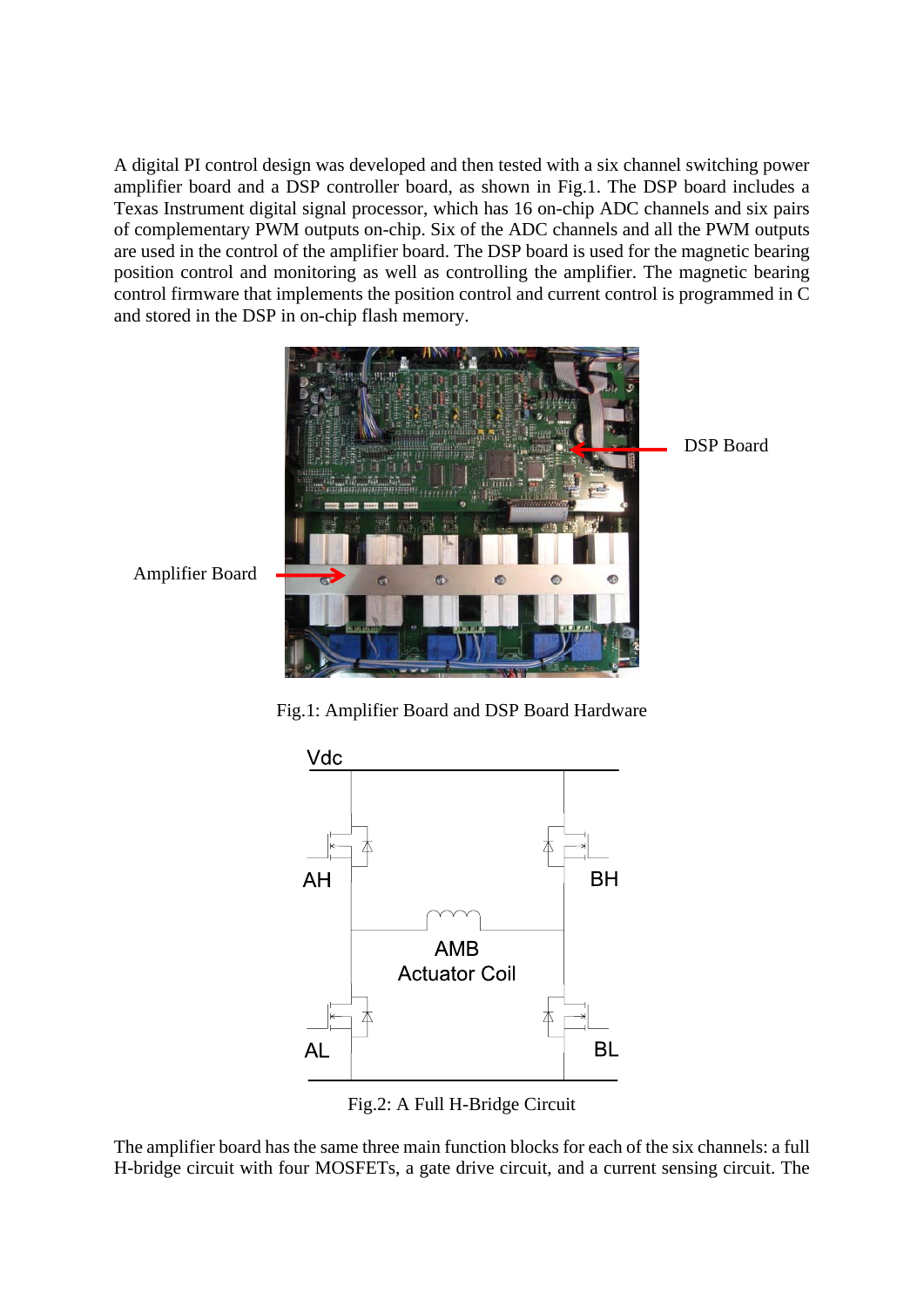A digital PI control design was developed and then tested with a six channel switching power amplifier board and a DSP controller board, as shown in Fig.1. The DSP board includes a Texas Instrument digital signal processor, which has 16 on-chip ADC channels and six pairs of complementary PWM outputs on-chip. Six of the ADC channels and all the PWM outputs are used in the control of the amplifier board. The DSP board is used for the magnetic bearing position control and monitoring as well as controlling the amplifier. The magnetic bearing control firmware that implements the position control and current control is programmed in C and stored in the DSP in on-chip flash memory.

Fig.1: Amplifier Board and DSP Board Hardware

Fig.2: A Full H-Bridge Circuit

The amplifier board has the same three main function blocks for each of the six channels: a full H-bridge circuit with four MOSFETs, a gate drive circuit, and a current sensing circuit. The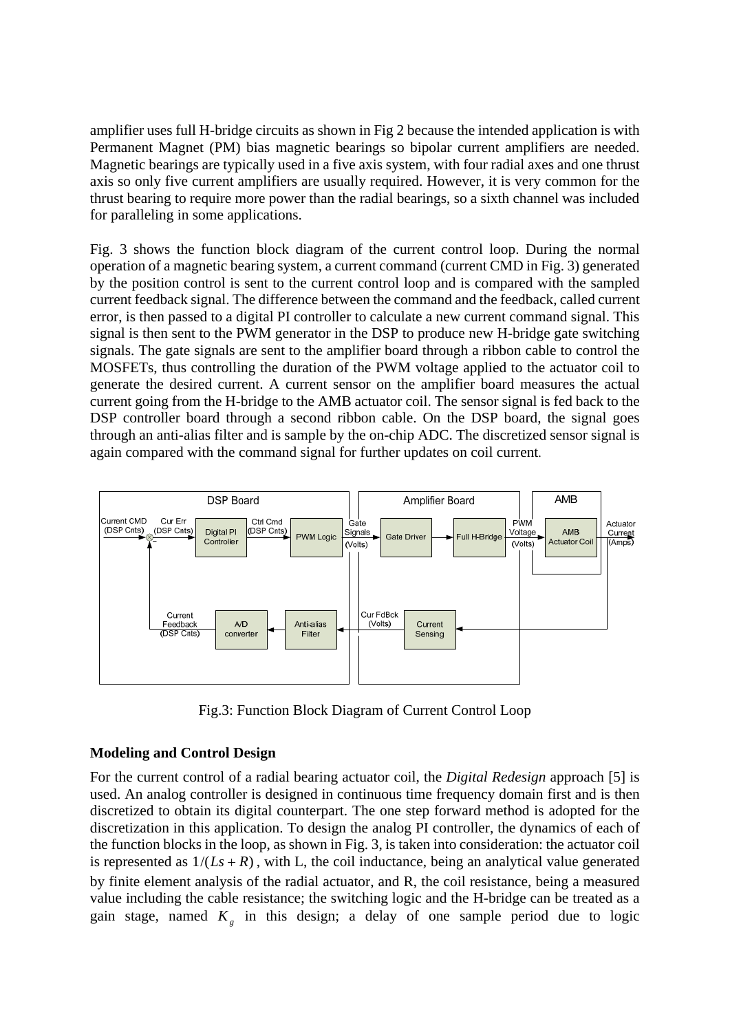amplifier uses full H-bridge circuits as shown in Fig 2 because the intended application is with Permanent Magnet (PM) bias magnetic bearings so bipolar current amplifiers are needed. Magnetic bearings are typically used in a five axis system, with four radial axes and one thrust axis so only five current amplifiers are usually required. However, it is very common for the thrust bearing to require more power than the radial bearings, so a sixth channel was included for paralleling in some applications.

Fig. 3 shows the function block diagram of the current control loop. During the normal operation of a magnetic bearing system, a current command (current CMD in Fig. 3) generated by the position control is sent to the current control loop and is compared with the sampled current feedback signal. The difference between the command and the feedback, called current error, is then passed to a digital PI controller to calculate a new current command signal. This signal is then sent to the PWM generator in the DSP to produce new H-bridge gate switching signals. The gate signals are sent to the amplifier board through a ribbon cable to control the MOSFETs, thus controlling the duration of the PWM voltage applied to the actuator coil to generate the desired current. A current sensor on the amplifier board measures the actual current going from the H-bridge to the AMB actuator coil. The sensor signal is fed back to the DSP controller board through a second ribbon cable. On the DSP board, the signal goes through an anti-alias filter and is sample by the on-chip ADC. The discretized sensor signal is again compared with the command signal for further updates on coil current.

Fig.3: Function Block Diagram of Current Control Loop

**Modeling and Control Design**

For the current control of a radial bearing actuator coil, the *Digital Redesign* approach [5] is used. An analog controller is designed in continuous time frequency domain first and is then discretized to obtain its digital counterpart. The one step forward method is adopted for the discretization in this application. To design the analog PI controller, the dynamics of each of the function blocks in the loop, as shown in Fig. 3, is taken into consideration: the actuator coil is represented as $1/(Ls+R)$, with L, the coil inductance, being an analytical value generated by finite element analysis of the radial actuator, and R, the coil resistance, being a measured value including the cable resistance; the switching logic and the H-bridge can be treated as a gain stage, named $K_g$ in this design; a delay of one sample period due to logic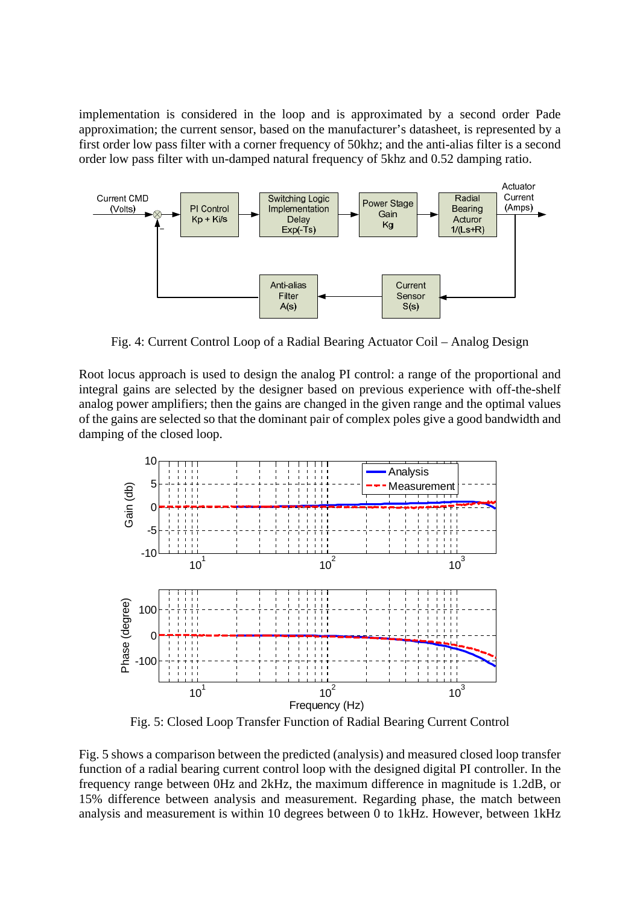implementation is considered in the loop and is approximated by a second order Pade approximation; the current sensor, based on the manufacturer's datasheet, is represented by a first order low pass filter with a corner frequency of 50khz; and the anti-alias filter is a second order low pass filter with un-damped natural frequency of 5khz and 0.52 damping ratio.

Fig. 4: Current Control Loop of a Radial Bearing Actuator Coil – Analog Design

Root locus approach is used to design the analog PI control: a range of the proportional and integral gains are selected by the designer based on previous experience with off-the-shelf analog power amplifiers; then the gains are changed in the given range and the optimal values of the gains are selected so that the dominant pair of complex poles give a good bandwidth and damping of the closed loop.

Fig. 5: Closed Loop Transfer Function of Radial Bearing Current Control

Fig. 5 shows a comparison between the predicted (analysis) and measured closed loop transfer function of a radial bearing current control loop with the designed digital PI controller. In the frequency range between 0Hz and 2kHz, the maximum difference in magnitude is 1.2dB, or 15% difference between analysis and measurement. Regarding phase, the match between analysis and measurement is within 10 degrees between 0 to 1kHz. However, between 1kHz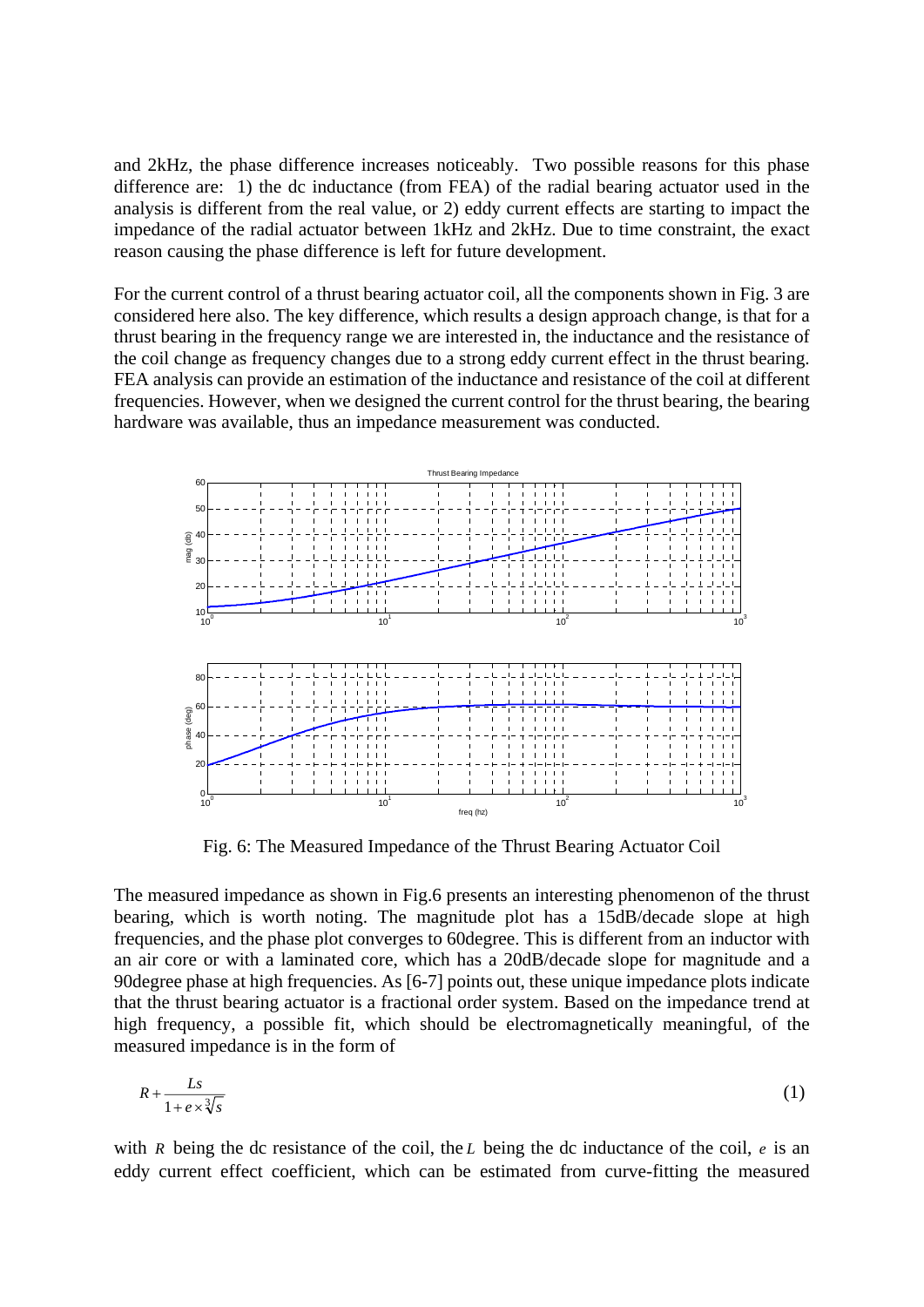and 2kHz, the phase difference increases noticeably. Two possible reasons for this phase difference are: 1) the dc inductance (from FEA) of the radial bearing actuator used in the analysis is different from the real value, or 2) eddy current effects are starting to impact the impedance of the radial actuator between 1kHz and 2kHz. Due to time constraint, the exact reason causing the phase difference is left for future development.

For the current control of a thrust bearing actuator coil, all the components shown in Fig. 3 are considered here also. The key difference, which results a design approach change, is that for a thrust bearing in the frequency range we are interested in, the inductance and the resistance of the coil change as frequency changes due to a strong eddy current effect in the thrust bearing. FEA analysis can provide an estimation of the inductance and resistance of the coil at different frequencies. However, when we designed the current control for the thrust bearing, the bearing hardware was available, thus an impedance measurement was conducted.

Fig. 6: The Measured Impedance of the Thrust Bearing Actuator Coil

The measured impedance as shown in Fig.6 presents an interesting phenomenon of the thrust bearing, which is worth noting. The magnitude plot has a 15dB/decade slope at high frequencies, and the phase plot converges to 60degree. This is different from an inductor with an air core or with a laminated core, which has a 20dB/decade slope for magnitude and a 90degree phase at high frequencies. As [6-7] points out, these unique impedance plots indicate that the thrust bearing actuator is a fractional order system. Based on the impedance trend at high frequency, a possible fit, which should be electromagnetically meaningful, of the measured impedance is in the form of

$$R + \frac{Ls}{1 + e \times \sqrt[3]{s}} \tag{1}$$

with $R$ being the dc resistance of the coil, the $L$ being the dc inductance of the coil, $e$ is an eddy current effect coefficient, which can be estimated from curve-fitting the measured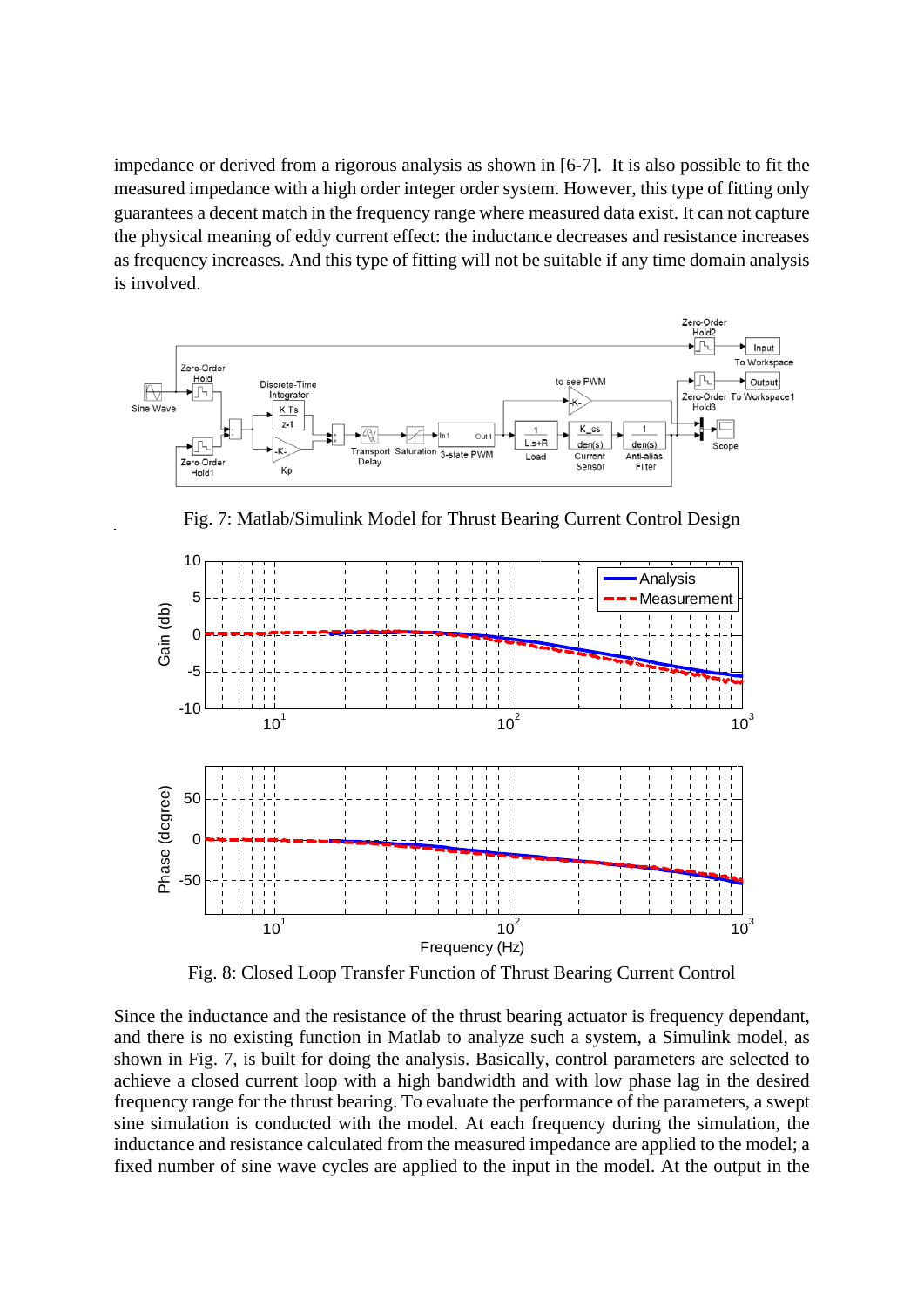impedance or derived from a rigorous analysis as shown in [6-7]. It is also possible to fit the measured impedance with a high order integer order system. However, this type of fitting only guarantees a decent match in the frequency range where measured data exist. It can not capture the physical meaning of eddy current effect: the inductance decreases and resistance increases as frequency increases. And this type of fitting will not be suitable if any time domain analysis is involved.

Fig. 7: Matlab/Simulink Model for Thrust Bearing Current Control Design

Fig. 8: Closed Loop Transfer Function of Thrust Bearing Current Control

Since the inductance and the resistance of the thrust bearing actuator is frequency dependant, and there is no existing function in Matlab to analyze such a system, a Simulink model, as shown in Fig. 7, is built for doing the analysis. Basically, control parameters are selected to achieve a closed current loop with a high bandwidth and with low phase lag in the desired frequency range for the thrust bearing. To evaluate the performance of the parameters, a swept sine simulation is conducted with the model. At each frequency during the simulation, the inductance and resistance calculated from the measured impedance are applied to the model; a fixed number of sine wave cycles are applied to the input in the model. At the output in the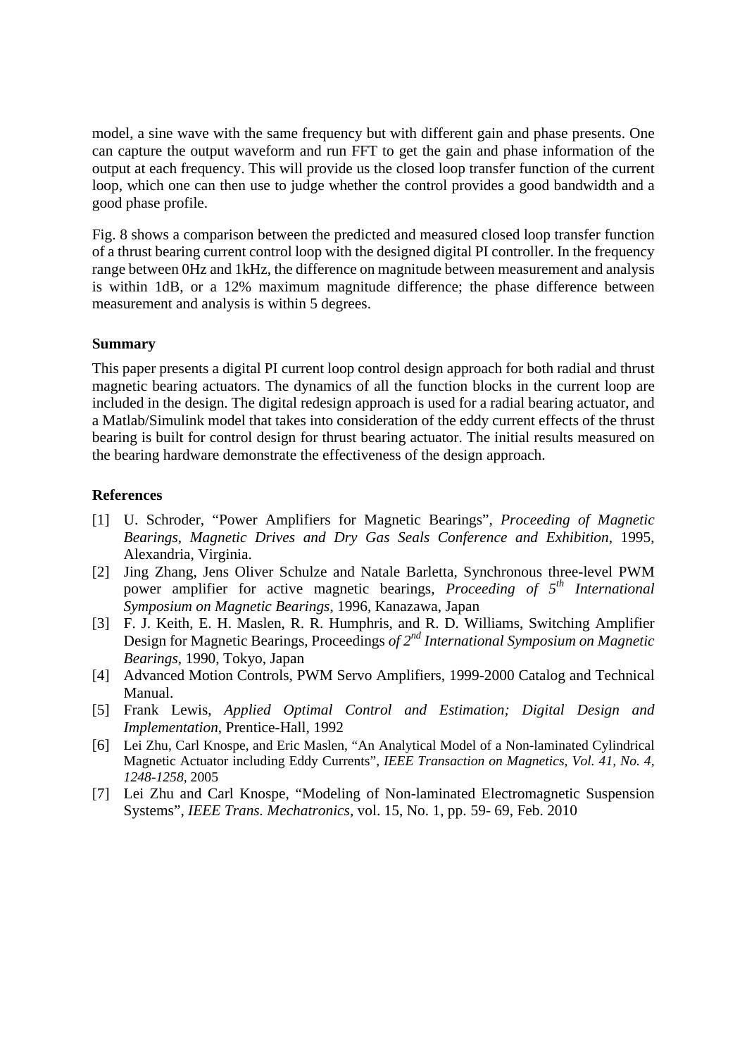model, a sine wave with the same frequency but with different gain and phase presents. One can capture the output waveform and run FFT to get the gain and phase information of the output at each frequency. This will provide us the closed loop transfer function of the current loop, which one can then use to judge whether the control provides a good bandwidth and a good phase profile.

Fig. 8 shows a comparison between the predicted and measured closed loop transfer function of a thrust bearing current control loop with the designed digital PI controller. In the frequency range between 0Hz and 1kHz, the difference on magnitude between measurement and analysis is within 1dB, or a 12% maximum magnitude difference; the phase difference between measurement and analysis is within 5 degrees.

**Summary**

This paper presents a digital PI current loop control design approach for both radial and thrust magnetic bearing actuators. The dynamics of all the function blocks in the current loop are included in the design. The digital redesign approach is used for a radial bearing actuator, and a Matlab/Simulink model that takes into consideration of the eddy current effects of the thrust bearing is built for control design for thrust bearing actuator. The initial results measured on the bearing hardware demonstrate the effectiveness of the design approach.

**References**

[1] U. Schroder, "Power Amplifiers for Magnetic Bearings", *Proceeding of Magnetic Bearings, Magnetic Drives and Dry Gas Seals Conference and Exhibition*, 1995, Alexandria, Virginia.

[2] Jing Zhang, Jens Oliver Schulze and Natale Barletta, Synchronous three-level PWM power amplifier for active magnetic bearings, *Proceeding of 5th International Symposium on Magnetic Bearings*, 1996, Kanazawa, Japan

[3] F. J. Keith, E. H. Maslen, R. R. Humphris, and R. D. Williams, Switching Amplifier Design for Magnetic Bearings, Proceedings *of 2nd International Symposium on Magnetic Bearings*, 1990, Tokyo, Japan

[4] Advanced Motion Controls, PWM Servo Amplifiers, 1999-2000 Catalog and Technical Manual.

[5] Frank Lewis, *Applied Optimal Control and Estimation; Digital Design and Implementation*, Prentice-Hall, 1992

[6] Lei Zhu, Carl Knospe, and Eric Maslen, "An Analytical Model of a Non-laminated Cylindrical Magnetic Actuator including Eddy Currents", *IEEE Transaction on Magnetics, Vol. 41, No. 4, 1248-1258,* 2005

[7] Lei Zhu and Carl Knospe, "Modeling of Non-laminated Electromagnetic Suspension Systems", *IEEE Trans. Mechatronics*, vol. 15, No. 1, pp. 59- 69, Feb. 2010